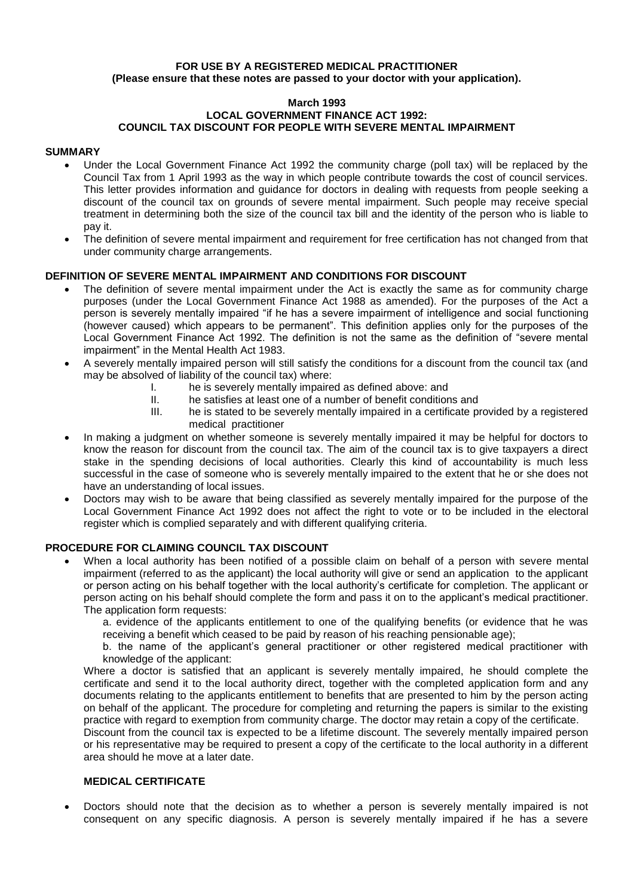**FOR USE BY A REGISTERED MEDICAL PRACTITIONER**
**(Please ensure that these notes are passed to your doctor with your application).**

**March 1993**
**LOCAL GOVERNMENT FINANCE ACT 1992:**
**COUNCIL TAX DISCOUNT FOR PEOPLE WITH SEVERE MENTAL IMPAIRMENT**

## SUMMARY

- Under the Local Government Finance Act 1992 the community charge (poll tax) will be replaced by the Council Tax from 1 April 1993 as the way in which people contribute towards the cost of council services. This letter provides information and guidance for doctors in dealing with requests from people seeking a discount of the council tax on grounds of severe mental impairment. Such people may receive special treatment in determining both the size of the council tax bill and the identity of the person who is liable to pay it.
- The definition of severe mental impairment and requirement for free certification has not changed from that under community charge arrangements.

## DEFINITION OF SEVERE MENTAL IMPAIRMENT AND CONDITIONS FOR DISCOUNT

- The definition of severe mental impairment under the Act is exactly the same as for community charge purposes (under the Local Government Finance Act 1988 as amended). For the purposes of the Act a person is severely mentally impaired "if he has a severe impairment of intelligence and social functioning (however caused) which appears to be permanent". This definition applies only for the purposes of the Local Government Finance Act 1992. The definition is not the same as the definition of "severe mental impairment" in the Mental Health Act 1983.
- A severely mentally impaired person will still satisfy the conditions for a discount from the council tax (and may be absolved of liability of the council tax) where:
  - I. he is severely mentally impaired as defined above: and
  - II. he satisfies at least one of a number of benefit conditions and
  - III. he is stated to be severely mentally impaired in a certificate provided by a registered medical practitioner
- In making a judgment on whether someone is severely mentally impaired it may be helpful for doctors to know the reason for discount from the council tax. The aim of the council tax is to give taxpayers a direct stake in the spending decisions of local authorities. Clearly this kind of accountability is much less successful in the case of someone who is severely mentally impaired to the extent that he or she does not have an understanding of local issues.
- Doctors may wish to be aware that being classified as severely mentally impaired for the purpose of the Local Government Finance Act 1992 does not affect the right to vote or to be included in the electoral register which is complied separately and with different qualifying criteria.

## PROCEDURE FOR CLAIMING COUNCIL TAX DISCOUNT

- When a local authority has been notified of a possible claim on behalf of a person with severe mental impairment (referred to as the applicant) the local authority will give or send an application to the applicant or person acting on his behalf together with the local authority's certificate for completion. The applicant or person acting on his behalf should complete the form and pass it on to the applicant's medical practitioner. The application form requests:

  a. evidence of the applicants entitlement to one of the qualifying benefits (or evidence that he was receiving a benefit which ceased to be paid by reason of his reaching pensionable age);

  b. the name of the applicant's general practitioner or other registered medical practitioner with knowledge of the applicant:

  Where a doctor is satisfied that an applicant is severely mentally impaired, he should complete the certificate and send it to the local authority direct, together with the completed application form and any documents relating to the applicants entitlement to benefits that are presented to him by the person acting on behalf of the applicant. The procedure for completing and returning the papers is similar to the existing practice with regard to exemption from community charge. The doctor may retain a copy of the certificate.

  Discount from the council tax is expected to be a lifetime discount. The severely mentally impaired person or his representative may be required to present a copy of the certificate to the local authority in a different area should he move at a later date.

### MEDICAL CERTIFICATE

- Doctors should note that the decision as to whether a person is severely mentally impaired is not consequent on any specific diagnosis. A person is severely mentally impaired if he has a severe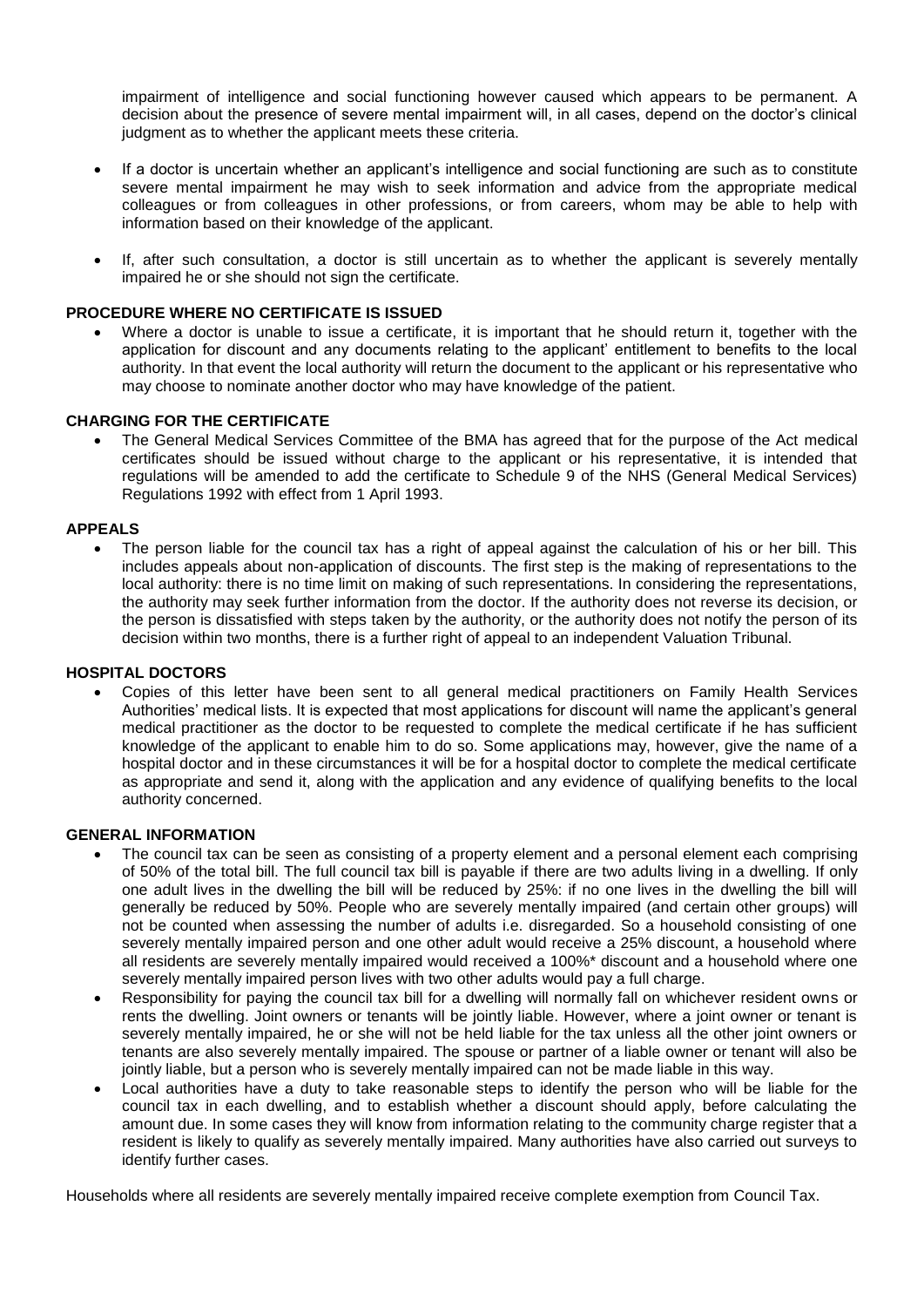impairment of intelligence and social functioning however caused which appears to be permanent. A decision about the presence of severe mental impairment will, in all cases, depend on the doctor's clinical judgment as to whether the applicant meets these criteria.

- If a doctor is uncertain whether an applicant's intelligence and social functioning are such as to constitute severe mental impairment he may wish to seek information and advice from the appropriate medical colleagues or from colleagues in other professions, or from careers, whom may be able to help with information based on their knowledge of the applicant.
- If, after such consultation, a doctor is still uncertain as to whether the applicant is severely mentally impaired he or she should not sign the certificate.

**PROCEDURE WHERE NO CERTIFICATE IS ISSUED**

- Where a doctor is unable to issue a certificate, it is important that he should return it, together with the application for discount and any documents relating to the applicant' entitlement to benefits to the local authority. In that event the local authority will return the document to the applicant or his representative who may choose to nominate another doctor who may have knowledge of the patient.

**CHARGING FOR THE CERTIFICATE**

- The General Medical Services Committee of the BMA has agreed that for the purpose of the Act medical certificates should be issued without charge to the applicant or his representative, it is intended that regulations will be amended to add the certificate to Schedule 9 of the NHS (General Medical Services) Regulations 1992 with effect from 1 April 1993.

**APPEALS**

- The person liable for the council tax has a right of appeal against the calculation of his or her bill. This includes appeals about non-application of discounts. The first step is the making of representations to the local authority: there is no time limit on making of such representations. In considering the representations, the authority may seek further information from the doctor. If the authority does not reverse its decision, or the person is dissatisfied with steps taken by the authority, or the authority does not notify the person of its decision within two months, there is a further right of appeal to an independent Valuation Tribunal.

**HOSPITAL DOCTORS**

- Copies of this letter have been sent to all general medical practitioners on Family Health Services Authorities' medical lists. It is expected that most applications for discount will name the applicant's general medical practitioner as the doctor to be requested to complete the medical certificate if he has sufficient knowledge of the applicant to enable him to do so. Some applications may, however, give the name of a hospital doctor and in these circumstances it will be for a hospital doctor to complete the medical certificate as appropriate and send it, along with the application and any evidence of qualifying benefits to the local authority concerned.

**GENERAL INFORMATION**

- The council tax can be seen as consisting of a property element and a personal element each comprising of 50% of the total bill. The full council tax bill is payable if there are two adults living in a dwelling. If only one adult lives in the dwelling the bill will be reduced by 25%: if no one lives in the dwelling the bill will generally be reduced by 50%. People who are severely mentally impaired (and certain other groups) will not be counted when assessing the number of adults i.e. disregarded. So a household consisting of one severely mentally impaired person and one other adult would receive a 25% discount, a household where all residents are severely mentally impaired would received a 100%* discount and a household where one severely mentally impaired person lives with two other adults would pay a full charge.
- Responsibility for paying the council tax bill for a dwelling will normally fall on whichever resident owns or rents the dwelling. Joint owners or tenants will be jointly liable. However, where a joint owner or tenant is severely mentally impaired, he or she will not be held liable for the tax unless all the other joint owners or tenants are also severely mentally impaired. The spouse or partner of a liable owner or tenant will also be jointly liable, but a person who is severely mentally impaired can not be made liable in this way.
- Local authorities have a duty to take reasonable steps to identify the person who will be liable for the council tax in each dwelling, and to establish whether a discount should apply, before calculating the amount due. In some cases they will know from information relating to the community charge register that a resident is likely to qualify as severely mentally impaired. Many authorities have also carried out surveys to identify further cases.

Households where all residents are severely mentally impaired receive complete exemption from Council Tax.